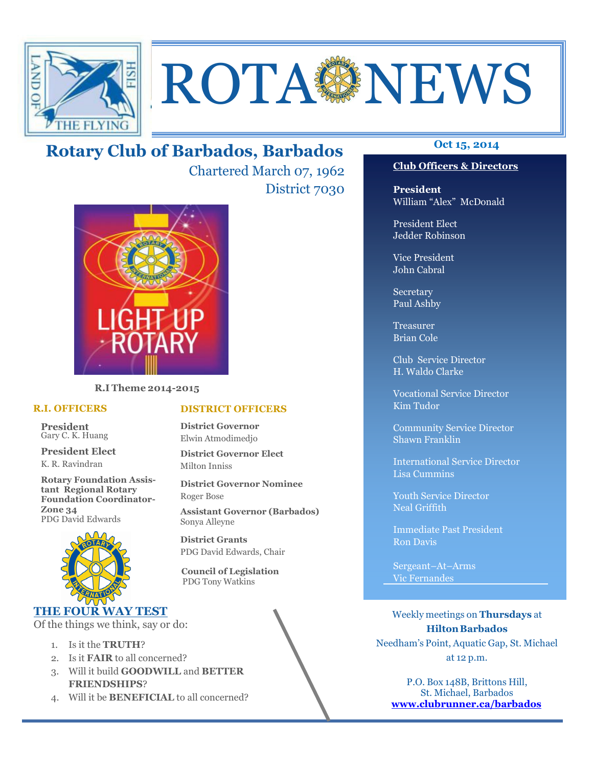# ROTA NEWS

## Rotary Club of Barbados, Barbados

Chartered March 07, 1962

District 7030

**Oct 15, 2014**

LIGHT UP ROTARY

**R.I Theme 2014-2015**

### R.I. OFFICERS

**President**
Gary C. K. Huang

**President Elect**
K. R. Ravindran

**Rotary Foundation Assistant Regional Rotary Foundation Coordinator- Zone 34**
PDG David Edwards

### DISTRICT OFFICERS

**District Governor**
Elwin Atmodimedjo

**District Governor Elect**
Milton Inniss

**District Governor Nominee**
Roger Bose

**Assistant Governor (Barbados)**
Sonya Alleyne

**District Grants**
PDG David Edwards, Chair

**Council of Legislation**
PDG Tony Watkins

### THE FOUR WAY TEST

Of the things we think, say or do:

1. Is it the **TRUTH**?
2. Is it **FAIR** to all concerned?
3. Will it build **GOODWILL** and **BETTER FRIENDSHIPS**?
4. Will it be **BENEFICIAL** to all concerned?

### Club Officers & Directors

**President**
William "Alex" McDonald

President Elect
Jedder Robinson

Vice President
John Cabral

Secretary
Paul Ashby

Treasurer
Brian Cole

Club Service Director
H. Waldo Clarke

Vocational Service Director
Kim Tudor

Community Service Director
Shawn Franklin

International Service Director
Lisa Cummins

Youth Service Director
Neal Griffith

Immediate Past President
Ron Davis

Sergeant–At–Arms
Vic Fernandes

Weekly meetings on **Thursdays** at **Hilton Barbados**
Needham's Point, Aquatic Gap, St. Michael
at 12 p.m.

P.O. Box 148B, Brittons Hill,
St. Michael, Barbados
**www.clubrunner.ca/barbados**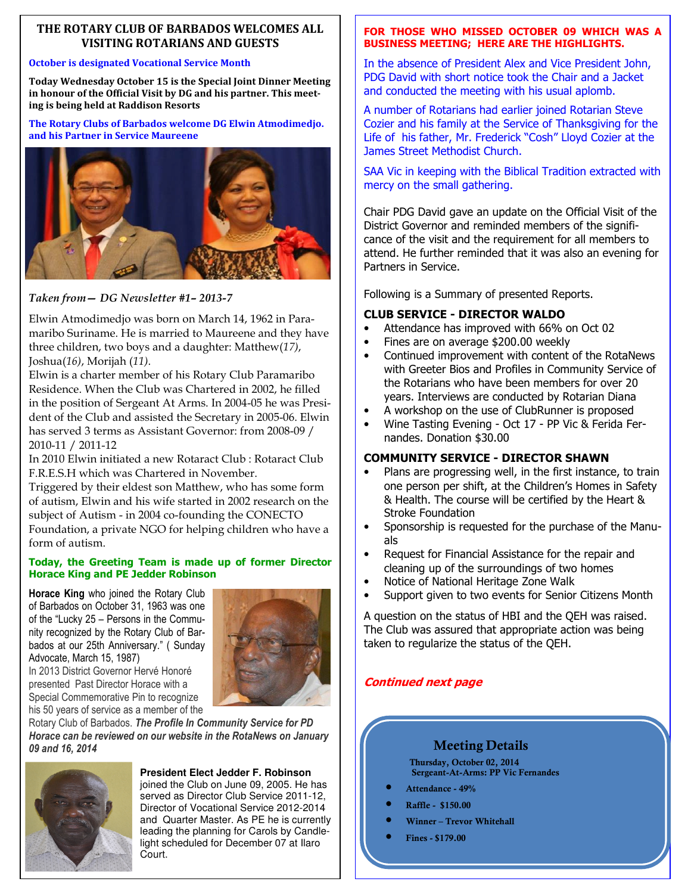## THE ROTARY CLUB OF BARBADOS WELCOMES ALL VISITING ROTARIANS AND GUESTS

**October is designated Vocational Service Month**

**Today Wednesday October 15 is the Special Joint Dinner Meeting in honour of the Official Visit by DG and his partner. This meeting is being held at Raddison Resorts**

**The Rotary Clubs of Barbados welcome DG Elwin Atmodimedjo. and his Partner in Service Maureene**

***Taken from— DG Newsletter #1– 2013-7***

Elwin Atmodimedjo was born on March 14, 1962 in Paramaribo Suriname. He is married to Maureene and they have three children, two boys and a daughter: Matthew*(17)*, Joshua*(16)*, Morijah *(11)*.

Elwin is a charter member of his Rotary Club Paramaribo Residence. When the Club was Chartered in 2002, he filled in the position of Sergeant At Arms. In 2004-05 he was President of the Club and assisted the Secretary in 2005-06. Elwin has served 3 terms as Assistant Governor: from 2008-09 / 2010-11 / 2011-12

In 2010 Elwin initiated a new Rotaract Club : Rotaract Club F.R.E.S.H which was Chartered in November.

Triggered by their eldest son Matthew, who has some form of autism, Elwin and his wife started in 2002 research on the subject of Autism - in 2004 co-founding the CONECTO Foundation, a private NGO for helping children who have a form of autism.

**Today, the Greeting Team is made up of former Director Horace King and PE Jedder Robinson**

**Horace King** who joined the Rotary Club of Barbados on October 31, 1963 was one of the "Lucky 25 – Persons in the Community recognized by the Rotary Club of Barbados at our 25th Anniversary." ( Sunday Advocate, March 15, 1987)

In 2013 District Governor Hervé Honoré presented Past Director Horace with a Special Commemorative Pin to recognize his 50 years of service as a member of the Rotary Club of Barbados. ***The Profile In Community Service for PD Horace can be reviewed on our website in the RotaNews on January 09 and 16, 2014***

**President Elect Jedder F. Robinson** joined the Club on June 09, 2005. He has served as Director Club Service 2011-12, Director of Vocational Service 2012-2014 and Quarter Master. As PE he is currently leading the planning for Carols by Candlelight scheduled for December 07 at Ilaro Court.

**FOR THOSE WHO MISSED OCTOBER 09 WHICH WAS A BUSINESS MEETING; HERE ARE THE HIGHLIGHTS.**

In the absence of President Alex and Vice President John, PDG David with short notice took the Chair and a Jacket and conducted the meeting with his usual aplomb.

A number of Rotarians had earlier joined Rotarian Steve Cozier and his family at the Service of Thanksgiving for the Life of his father, Mr. Frederick "Cosh" Lloyd Cozier at the James Street Methodist Church.

SAA Vic in keeping with the Biblical Tradition extracted with mercy on the small gathering.

Chair PDG David gave an update on the Official Visit of the District Governor and reminded members of the significance of the visit and the requirement for all members to attend. He further reminded that it was also an evening for Partners in Service.

Following is a Summary of presented Reports.

### CLUB SERVICE - DIRECTOR WALDO

- Attendance has improved with 66% on Oct 02
- Fines are on average $200.00 weekly
- Continued improvement with content of the RotaNews with Greeter Bios and Profiles in Community Service of the Rotarians who have been members for over 20 years. Interviews are conducted by Rotarian Diana
- A workshop on the use of ClubRunner is proposed
- Wine Tasting Evening - Oct 17 - PP Vic & Ferida Fernandes. Donation $30.00

### COMMUNITY SERVICE - DIRECTOR SHAWN

- Plans are progressing well, in the first instance, to train one person per shift, at the Children's Homes in Safety & Health. The course will be certified by the Heart & Stroke Foundation
- Sponsorship is requested for the purchase of the Manuals
- Request for Financial Assistance for the repair and cleaning up of the surroundings of two homes
- Notice of National Heritage Zone Walk
- Support given to two events for Senior Citizens Month

A question on the status of HBI and the QEH was raised. The Club was assured that appropriate action was being taken to regularize the status of the QEH.

***Continued next page***

### Meeting Details

**Thursday, October 02, 2014**
**Sergeant-At-Arms: PP Vic Fernandes**

- **Attendance - 49%**
- **Raffle - $150.00**
- **Winner – Trevor Whitehall**
- **Fines - $179.00**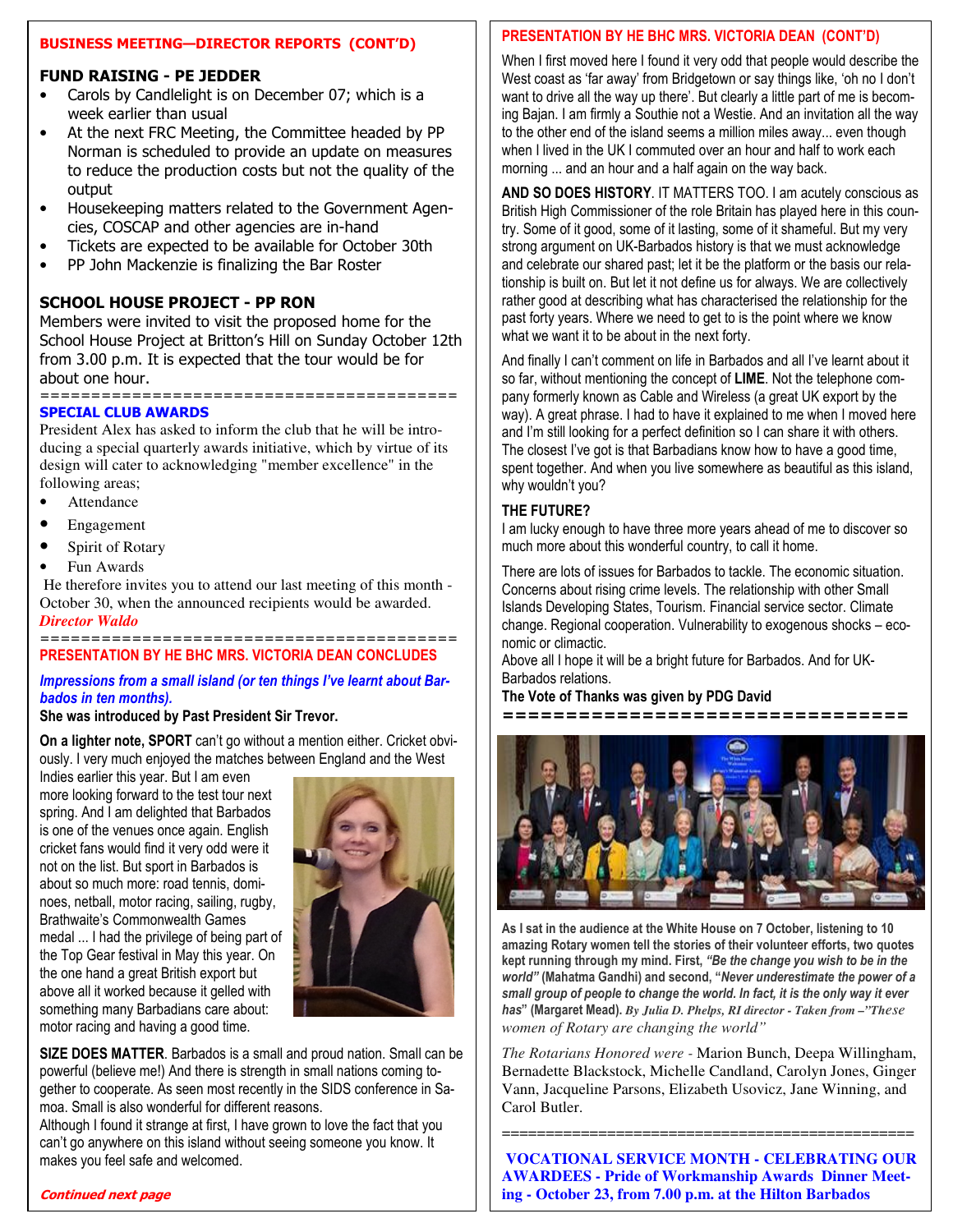## BUSINESS MEETING—DIRECTOR REPORTS (CONT'D)

### FUND RAISING - PE JEDDER

- Carols by Candlelight is on December 07; which is a week earlier than usual
- At the next FRC Meeting, the Committee headed by PP Norman is scheduled to provide an update on measures to reduce the production costs but not the quality of the output
- Housekeeping matters related to the Government Agencies, COSCAP and other agencies are in-hand
- Tickets are expected to be available for October 30th
- PP John Mackenzie is finalizing the Bar Roster

### SCHOOL HOUSE PROJECT - PP RON

Members were invited to visit the proposed home for the School House Project at Britton's Hill on Sunday October 12th from 3.00 p.m. It is expected that the tour would be for about one hour.

========================================

### SPECIAL CLUB AWARDS

President Alex has asked to inform the club that he will be introducing a special quarterly awards initiative, which by virtue of its design will cater to acknowledging "member excellence" in the following areas;

- Attendance
- Engagement
- Spirit of Rotary
- Fun Awards

He therefore invites you to attend our last meeting of this month - October 30, when the announced recipients would be awarded.

*Director Waldo*

========================================

## PRESENTATION BY HE BHC MRS. VICTORIA DEAN CONCLUDES

***Impressions from a small island (or ten things I've learnt about Barbados in ten months).***

**She was introduced by Past President Sir Trevor.**

**On a lighter note, SPORT** can't go without a mention either. Cricket obviously. I very much enjoyed the matches between England and the West Indies earlier this year. But I am even more looking forward to the test tour next spring. And I am delighted that Barbados is one of the venues once again. English cricket fans would find it very odd were it not on the list. But sport in Barbados is about so much more: road tennis, dominoes, netball, motor racing, sailing, rugby, Brathwaite's Commonwealth Games medal ... I had the privilege of being part of the Top Gear festival in May this year. On the one hand a great British export but above all it worked because it gelled with something many Barbadians care about: motor racing and having a good time.

**SIZE DOES MATTER**. Barbados is a small and proud nation. Small can be powerful (believe me!) And there is strength in small nations coming together to cooperate. As seen most recently in the SIDS conference in Samoa. Small is also wonderful for different reasons.

Although I found it strange at first, I have grown to love the fact that you can't go anywhere on this island without seeing someone you know. It makes you feel safe and welcomed.

***Continued next page***

## PRESENTATION BY HE BHC MRS. VICTORIA DEAN (CONT'D)

When I first moved here I found it very odd that people would describe the West coast as 'far away' from Bridgetown or say things like, 'oh no I don't want to drive all the way up there'. But clearly a little part of me is becoming Bajan. I am firmly a Southie not a Westie. And an invitation all the way to the other end of the island seems a million miles away... even though when I lived in the UK I commuted over an hour and half to work each morning ... and an hour and a half again on the way back.

**AND SO DOES HISTORY**. IT MATTERS TOO. I am acutely conscious as British High Commissioner of the role Britain has played here in this country. Some of it good, some of it lasting, some of it shameful. But my very strong argument on UK-Barbados history is that we must acknowledge and celebrate our shared past; let it be the platform or the basis our relationship is built on. But let it not define us for always. We are collectively rather good at describing what has characterised the relationship for the past forty years. Where we need to get to is the point where we know what we want it to be about in the next forty.

And finally I can't comment on life in Barbados and all I've learnt about it so far, without mentioning the concept of **LIME**. Not the telephone company formerly known as Cable and Wireless (a great UK export by the way). A great phrase. I had to have it explained to me when I moved here and I'm still looking for a perfect definition so I can share it with others. The closest I've got is that Barbadians know how to have a good time, spent together. And when you live somewhere as beautiful as this island, why wouldn't you?

**THE FUTURE?**

I am lucky enough to have three more years ahead of me to discover so much more about this wonderful country, to call it home.

There are lots of issues for Barbados to tackle. The economic situation. Concerns about rising crime levels. The relationship with other Small Islands Developing States, Tourism. Financial service sector. Climate change. Regional cooperation. Vulnerability to exogenous shocks – economic or climactic.

Above all I hope it will be a bright future for Barbados. And for UK-Barbados relations.

**The Vote of Thanks was given by PDG David**

================================

**As I sat in the audience at the White House on 7 October, listening to 10 amazing Rotary women tell the stories of their volunteer efforts, two quotes kept running through my mind. First, *"Be the change you wish to be in the world"* (Mahatma Gandhi) and second, "*Never underestimate the power of a small group of people to change the world. In fact, it is the only way it ever has*" (Margaret Mead).** ***By Julia D. Phelps, RI director - Taken from –"These women of Rotary are changing the world"***

*The Rotarians Honored were -* Marion Bunch, Deepa Willingham, Bernadette Blackstock, Michelle Candland, Carolyn Jones, Ginger Vann, Jacqueline Parsons, Elizabeth Usovicz, Jane Winning, and Carol Butler.

================================================

**VOCATIONAL SERVICE MONTH - CELEBRATING OUR AWARDEES - Pride of Workmanship Awards Dinner Meeting - October 23, from 7.00 p.m. at the Hilton Barbados**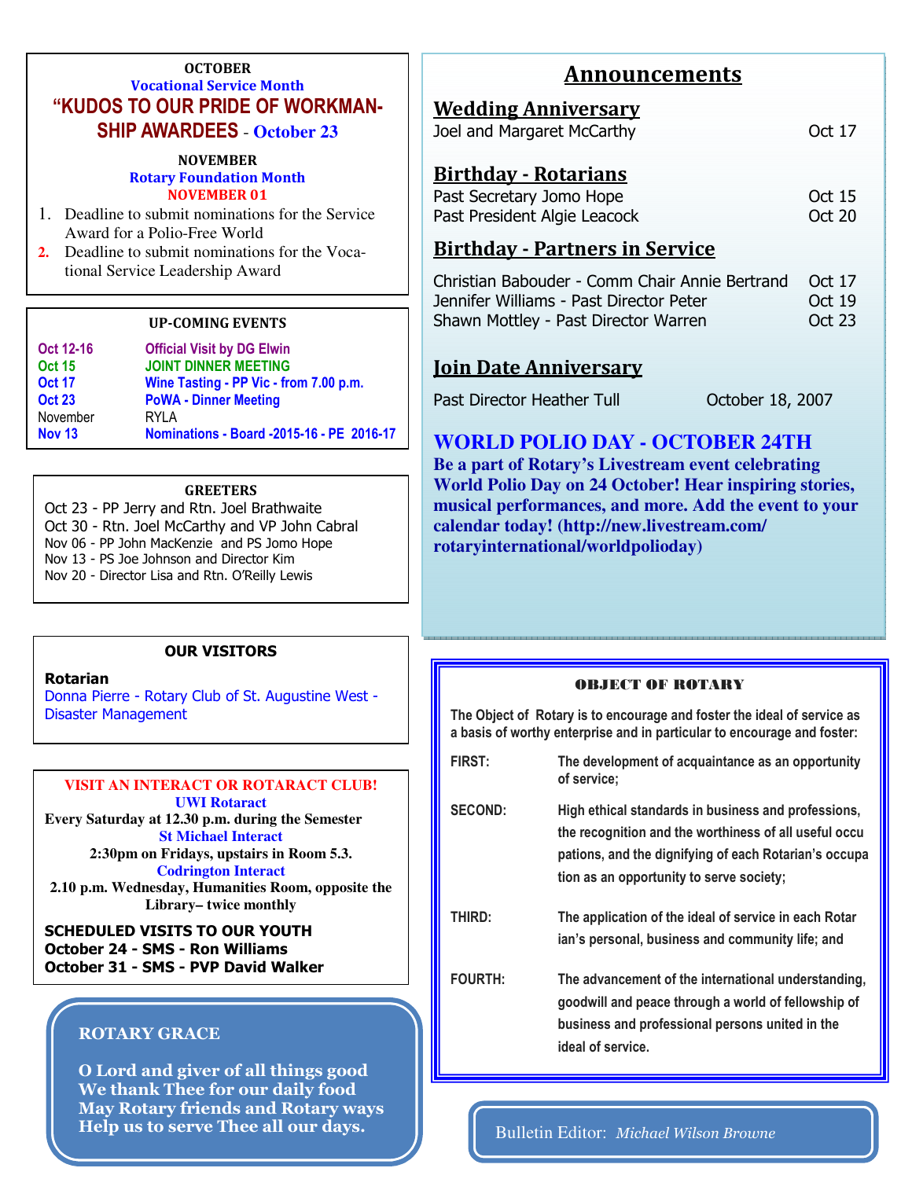**OCTOBER**

**Vocational Service Month**

## "KUDOS TO OUR PRIDE OF WORKMANSHIP AWARDEES - October 23

**NOVEMBER**

**Rotary Foundation Month**

**NOVEMBER 01**

1. Deadline to submit nominations for the Service Award for a Polio-Free World
2. Deadline to submit nominations for the Vocational Service Leadership Award

### UP-COMING EVENTS

| | |
|---|---|
| Oct 12-16 | Official Visit by DG Elwin |
| Oct 15 | JOINT DINNER MEETING |
| Oct 17 | Wine Tasting - PP Vic - from 7.00 p.m. |
| Oct 23 | PoWA - Dinner Meeting |
| November | RYLA |
| Nov 13 | Nominations - Board -2015-16 - PE 2016-17 |

### GREETERS

Oct 23 - PP Jerry and Rtn. Joel Brathwaite
Oct 30 - Rtn. Joel McCarthy and VP John Cabral
Nov 06 - PP John MacKenzie and PS Jomo Hope
Nov 13 - PS Joe Johnson and Director Kim
Nov 20 - Director Lisa and Rtn. O'Reilly Lewis

### OUR VISITORS

**Rotarian**

Donna Pierre - Rotary Club of St. Augustine West - Disaster Management

### VISIT AN INTERACT OR ROTARACT CLUB!

**UWI Rotaract**
Every Saturday at 12.30 p.m. during the Semester

**St Michael Interact**
2:30pm on Fridays, upstairs in Room 5.3.

**Codrington Interact**
2.10 p.m. Wednesday, Humanities Room, opposite the Library– twice monthly

**SCHEDULED VISITS TO OUR YOUTH**
**October 24 - SMS - Ron Williams**
**October 31 - SMS - PVP David Walker**

### ROTARY GRACE

**O Lord and giver of all things good**
**We thank Thee for our daily food**
**May Rotary friends and Rotary ways**
**Help us to serve Thee all our days.**

# Announcements

## Wedding Anniversary

| | |
|---|---|
| Joel and Margaret McCarthy | Oct 17 |

## Birthday - Rotarians

| | |
|---|---|
| Past Secretary Jomo Hope | Oct 15 |
| Past President Algie Leacock | Oct 20 |

## Birthday - Partners in Service

| | |
|---|---|
| Christian Babouder - Comm Chair Annie Bertrand | Oct 17 |
| Jennifer Williams - Past Director Peter | Oct 19 |
| Shawn Mottley - Past Director Warren | Oct 23 |

## Join Date Anniversary

| | |
|---|---|
| Past Director Heather Tull | October 18, 2007 |

## WORLD POLIO DAY - OCTOBER 24TH

**Be a part of Rotary's Livestream event celebrating World Polio Day on 24 October! Hear inspiring stories, musical performances, and more. Add the event to your calendar today! (http://new.livestream.com/rotaryinternational/worldpolioday)**

### OBJECT OF ROTARY

**The Object of Rotary is to encourage and foster the ideal of service as a basis of worthy enterprise and in particular to encourage and foster:**

**FIRST:** The development of acquaintance as an opportunity of service;

**SECOND:** High ethical standards in business and professions, the recognition and the worthiness of all useful occupations, and the dignifying of each Rotarian's occupation as an opportunity to serve society;

**THIRD:** The application of the ideal of service in each Rotarian's personal, business and community life; and

**FOURTH:** The advancement of the international understanding, goodwill and peace through a world of fellowship of business and professional persons united in the ideal of service.

Bulletin Editor: *Michael Wilson Browne*